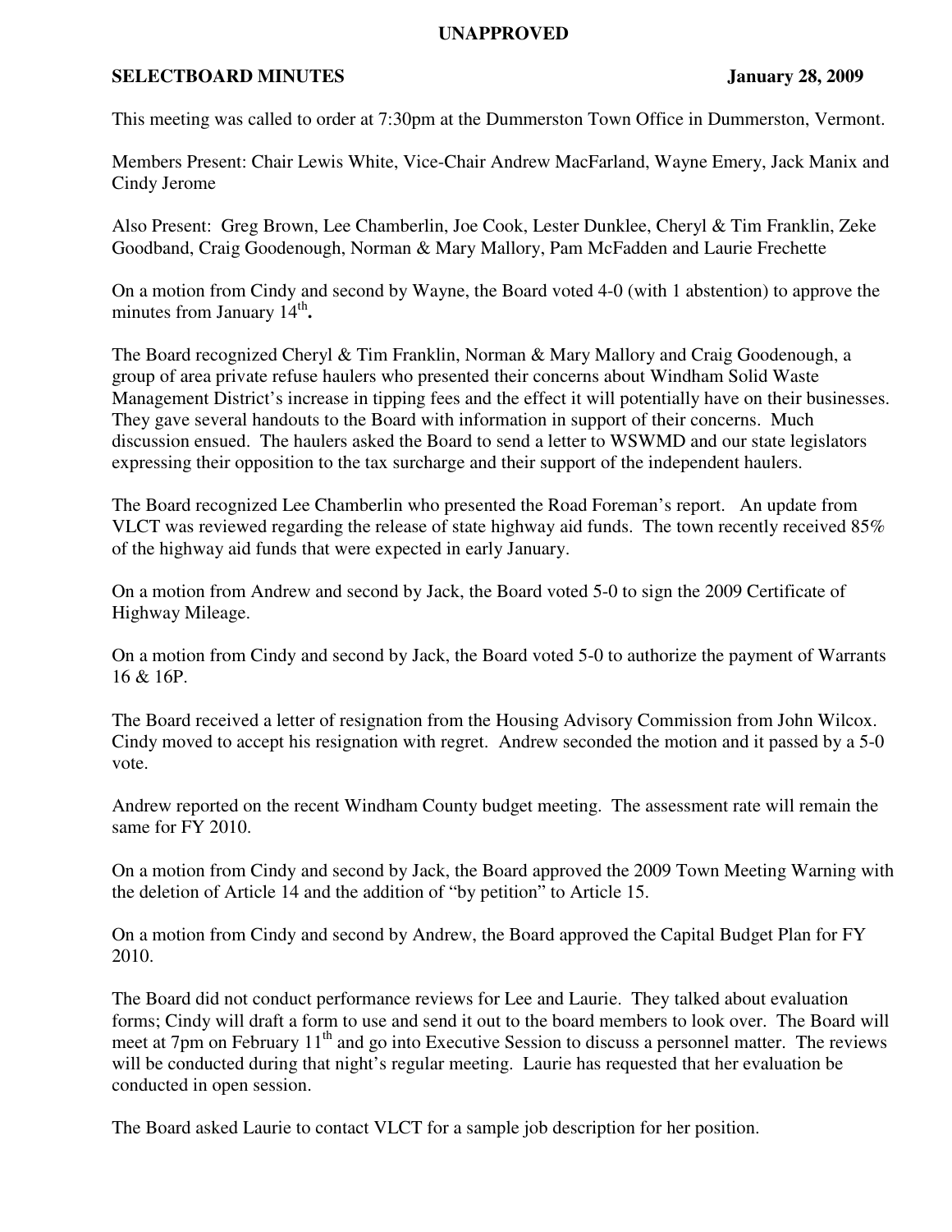**UNAPPROVED**

**SELECTBOARD MINUTES January 28, 2009**

This meeting was called to order at 7:30pm at the Dummerston Town Office in Dummerston, Vermont.

Members Present: Chair Lewis White, Vice-Chair Andrew MacFarland, Wayne Emery, Jack Manix and Cindy Jerome

Also Present: Greg Brown, Lee Chamberlin, Joe Cook, Lester Dunklee, Cheryl & Tim Franklin, Zeke Goodband, Craig Goodenough, Norman & Mary Mallory, Pam McFadden and Laurie Frechette

On a motion from Cindy and second by Wayne, the Board voted 4-0 (with 1 abstention) to approve the minutes from January 14th**.**

The Board recognized Cheryl & Tim Franklin, Norman & Mary Mallory and Craig Goodenough, a group of area private refuse haulers who presented their concerns about Windham Solid Waste Management District's increase in tipping fees and the effect it will potentially have on their businesses. They gave several handouts to the Board with information in support of their concerns. Much discussion ensued. The haulers asked the Board to send a letter to WSWMD and our state legislators expressing their opposition to the tax surcharge and their support of the independent haulers.

The Board recognized Lee Chamberlin who presented the Road Foreman's report. An update from VLCT was reviewed regarding the release of state highway aid funds. The town recently received 85% of the highway aid funds that were expected in early January.

On a motion from Andrew and second by Jack, the Board voted 5-0 to sign the 2009 Certificate of Highway Mileage.

On a motion from Cindy and second by Jack, the Board voted 5-0 to authorize the payment of Warrants 16 & 16P.

The Board received a letter of resignation from the Housing Advisory Commission from John Wilcox. Cindy moved to accept his resignation with regret. Andrew seconded the motion and it passed by a 5-0 vote.

Andrew reported on the recent Windham County budget meeting. The assessment rate will remain the same for FY 2010.

On a motion from Cindy and second by Jack, the Board approved the 2009 Town Meeting Warning with the deletion of Article 14 and the addition of "by petition" to Article 15.

On a motion from Cindy and second by Andrew, the Board approved the Capital Budget Plan for FY 2010.

The Board did not conduct performance reviews for Lee and Laurie. They talked about evaluation forms; Cindy will draft a form to use and send it out to the board members to look over. The Board will meet at 7pm on February 11th and go into Executive Session to discuss a personnel matter. The reviews will be conducted during that night's regular meeting. Laurie has requested that her evaluation be conducted in open session.

The Board asked Laurie to contact VLCT for a sample job description for her position.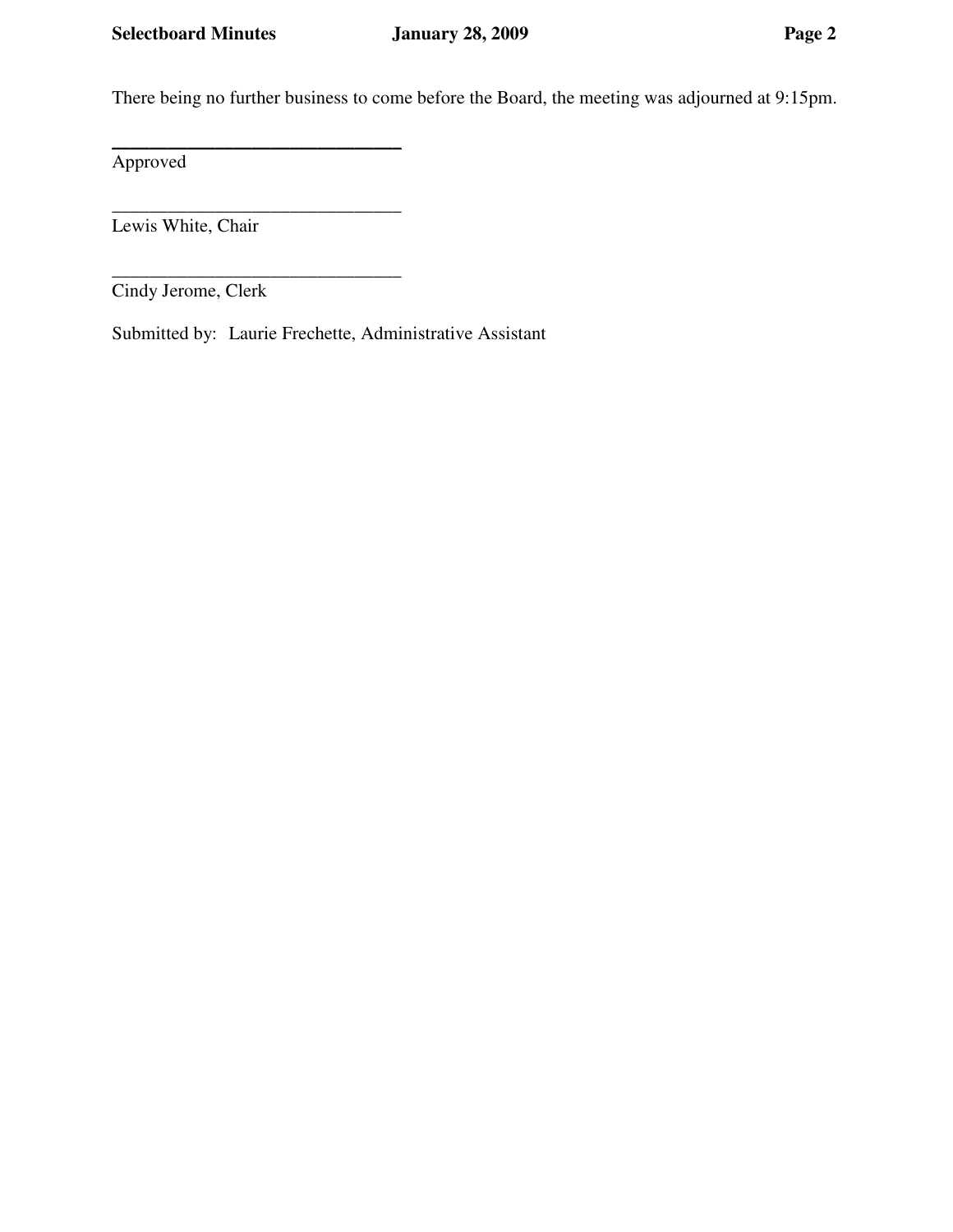There being no further business to come before the Board, the meeting was adjourned at 9:15pm.

_______________________________
Approved

_______________________________
Lewis White, Chair

_______________________________
Cindy Jerome, Clerk

Submitted by: Laurie Frechette, Administrative Assistant